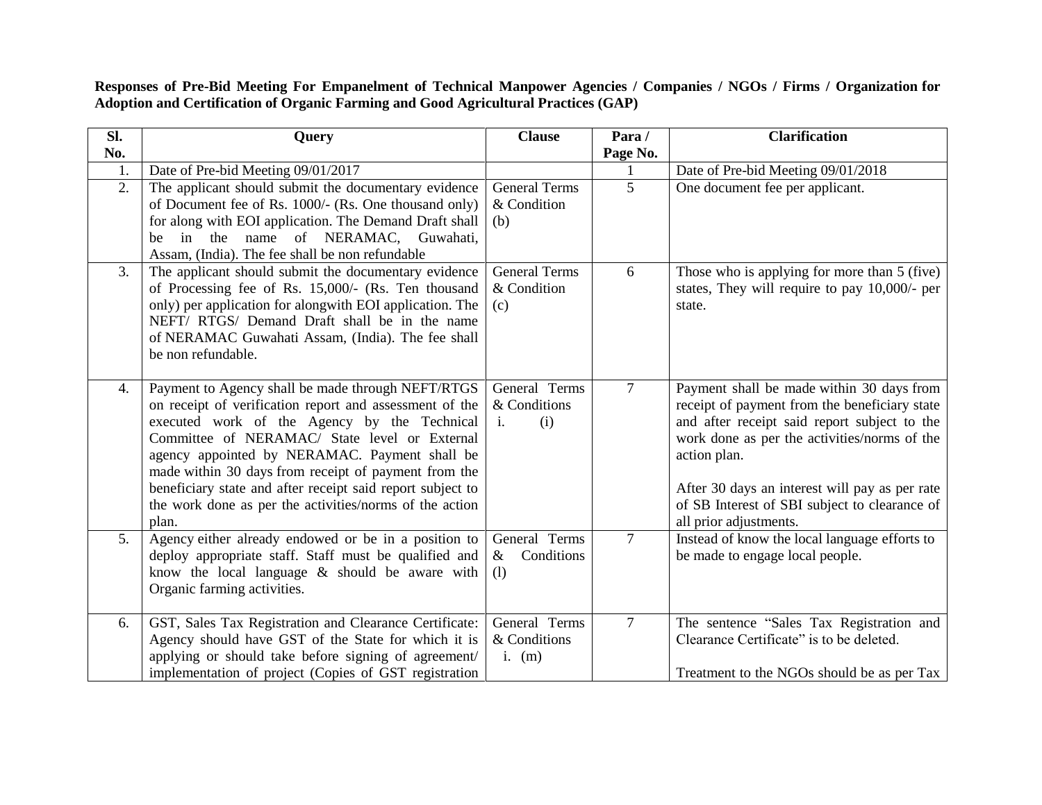**Responses of Pre-Bid Meeting For Empanelment of Technical Manpower Agencies / Companies / NGOs / Firms / Organization for Adoption and Certification of Organic Farming and Good Agricultural Practices (GAP)**

| Sl. No. | Query | Clause | Para / Page No. | Clarification |
|---|---|---|---|---|
| 1. | Date of Pre-bid Meeting 09/01/2017 | | 1 | Date of Pre-bid Meeting 09/01/2018 |
| 2. | The applicant should submit the documentary evidence of Document fee of Rs. 1000/- (Rs. One thousand only) for along with EOI application. The Demand Draft shall be in the name of NERAMAC, Guwahati, Assam, (India). The fee shall be non refundable | General Terms & Condition (b) | 5 | One document fee per applicant. |
| 3. | The applicant should submit the documentary evidence of Processing fee of Rs. 15,000/- (Rs. Ten thousand only) per application for alongwith EOI application. The NEFT/ RTGS/ Demand Draft shall be in the name of NERAMAC Guwahati Assam, (India). The fee shall be non refundable. | General Terms & Condition (c) | 6 | Those who is applying for more than 5 (five) states, They will require to pay 10,000/- per state. |
| 4. | Payment to Agency shall be made through NEFT/RTGS on receipt of verification report and assessment of the executed work of the Agency by the Technical Committee of NERAMAC/ State level or External agency appointed by NERAMAC. Payment shall be made within 30 days from receipt of payment from the beneficiary state and after receipt said report subject to the work done as per the activities/norms of the action plan. | General Terms & Conditions i. (i) | 7 | Payment shall be made within 30 days from receipt of payment from the beneficiary state and after receipt said report subject to the work done as per the activities/norms of the action plan.<br><br>After 30 days an interest will pay as per rate of SB Interest of SBI subject to clearance of all prior adjustments. |
| 5. | Agency either already endowed or be in a position to deploy appropriate staff. Staff must be qualified and know the local language & should be aware with Organic farming activities. | General Terms & Conditions (l) | 7 | Instead of know the local language efforts to be made to engage local people. |
| 6. | GST, Sales Tax Registration and Clearance Certificate: Agency should have GST of the State for which it is applying or should take before signing of agreement/ implementation of project (Copies of GST registration | General Terms & Conditions i. (m) | 7 | The sentence "Sales Tax Registration and Clearance Certificate" is to be deleted.<br><br>Treatment to the NGOs should be as per Tax |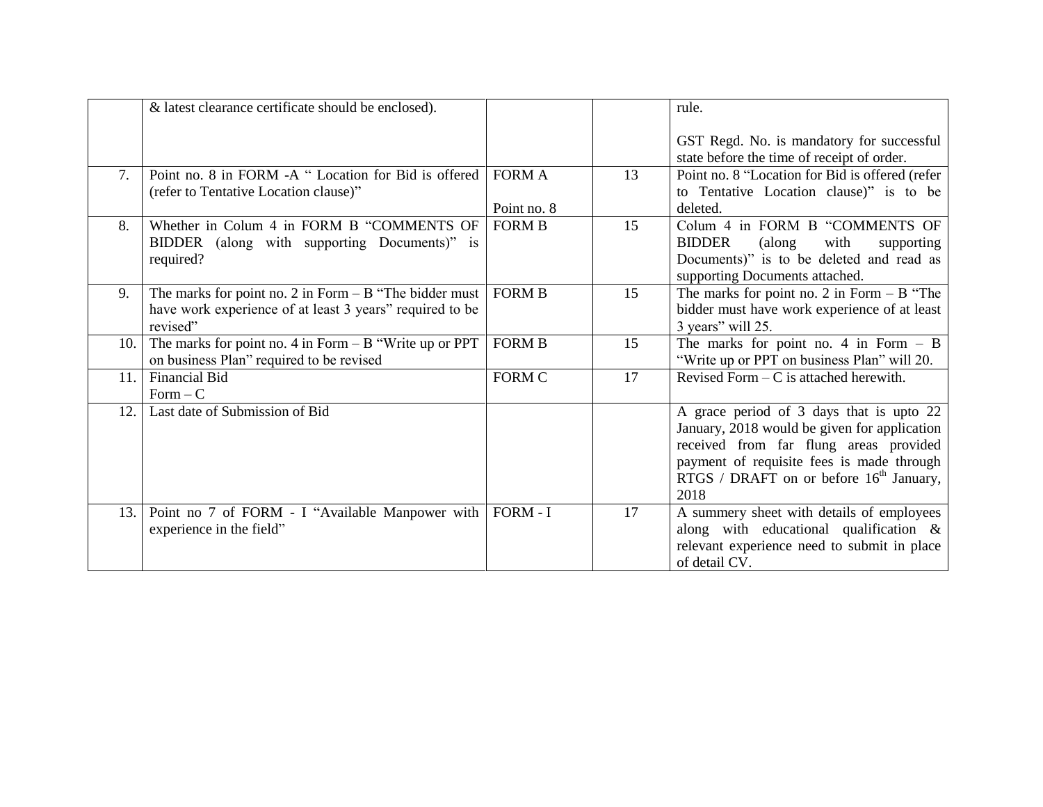| | | | | |
|---|---|---|---|---|
| | & latest clearance certificate should be enclosed). | | | rule.<br><br>GST Regd. No. is mandatory for successful state before the time of receipt of order. |
| 7. | Point no. 8 in FORM -A " Location for Bid is offered (refer to Tentative Location clause)" | FORM A<br><br>Point no. 8 | 13 | Point no. 8 "Location for Bid is offered (refer to Tentative Location clause)" is to be deleted. |
| 8. | Whether in Colum 4 in FORM B "COMMENTS OF BIDDER (along with supporting Documents)" is required? | FORM B | 15 | Colum 4 in FORM B "COMMENTS OF BIDDER (along with supporting Documents)" is to be deleted and read as supporting Documents attached. |
| 9. | The marks for point no. 2 in Form – B "The bidder must have work experience of at least 3 years" required to be revised" | FORM B | 15 | The marks for point no. 2 in Form – B "The bidder must have work experience of at least 3 years" will 25. |
| 10. | The marks for point no. 4 in Form – B "Write up or PPT on business Plan" required to be revised | FORM B | 15 | The marks for point no. 4 in Form – B "Write up or PPT on business Plan" will 20. |
| 11. | Financial Bid<br>Form – C | FORM C | 17 | Revised Form – C is attached herewith. |
| 12. | Last date of Submission of Bid | | | A grace period of 3 days that is upto 22 January, 2018 would be given for application received from far flung areas provided payment of requisite fees is made through RTGS / DRAFT on or before 16th January, 2018 |
| 13. | Point no 7 of FORM - I "Available Manpower with experience in the field" | FORM - I | 17 | A summery sheet with details of employees along with educational qualification & relevant experience need to submit in place of detail CV. |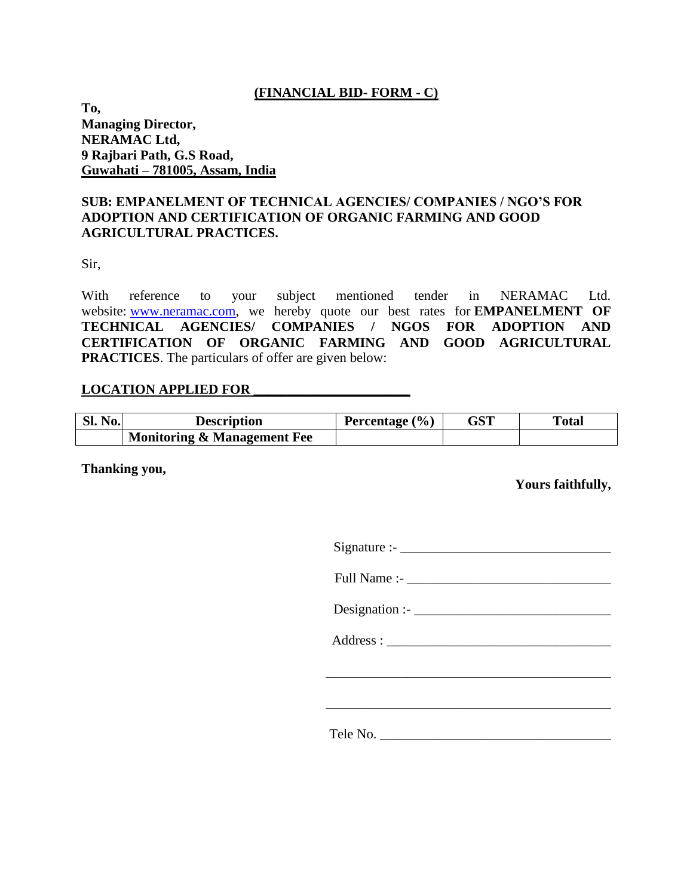## **(FINANCIAL BID- FORM - C)**

**To,**
**Managing Director,**
**NERAMAC Ltd,**
**9 Rajbari Path, G.S Road,**
**Guwahati – 781005, Assam, India**

**SUB: EMPANELMENT OF TECHNICAL AGENCIES/ COMPANIES / NGO'S FOR ADOPTION AND CERTIFICATION OF ORGANIC FARMING AND GOOD AGRICULTURAL PRACTICES.**

Sir,

With reference to your subject mentioned tender in NERAMAC Ltd. website: www.neramac.com, we hereby quote our best rates for **EMPANELMENT OF TECHNICAL AGENCIES/ COMPANIES / NGOS FOR ADOPTION AND CERTIFICATION OF ORGANIC FARMING AND GOOD AGRICULTURAL PRACTICES**. The particulars of offer are given below:

**LOCATION APPLIED FOR ______________________**

| Sl. No. | Description | Percentage (%) | GST | Total |
|---|---|---|---|---|
| | **Monitoring & Management Fee** | | | |

**Thanking you,**

**Yours faithfully,**

Signature :- ______________________________

Full Name :- ______________________________

Designation :- ____________________________

Address : _________________________________

___________________________________________

___________________________________________

Tele No. _________________________________